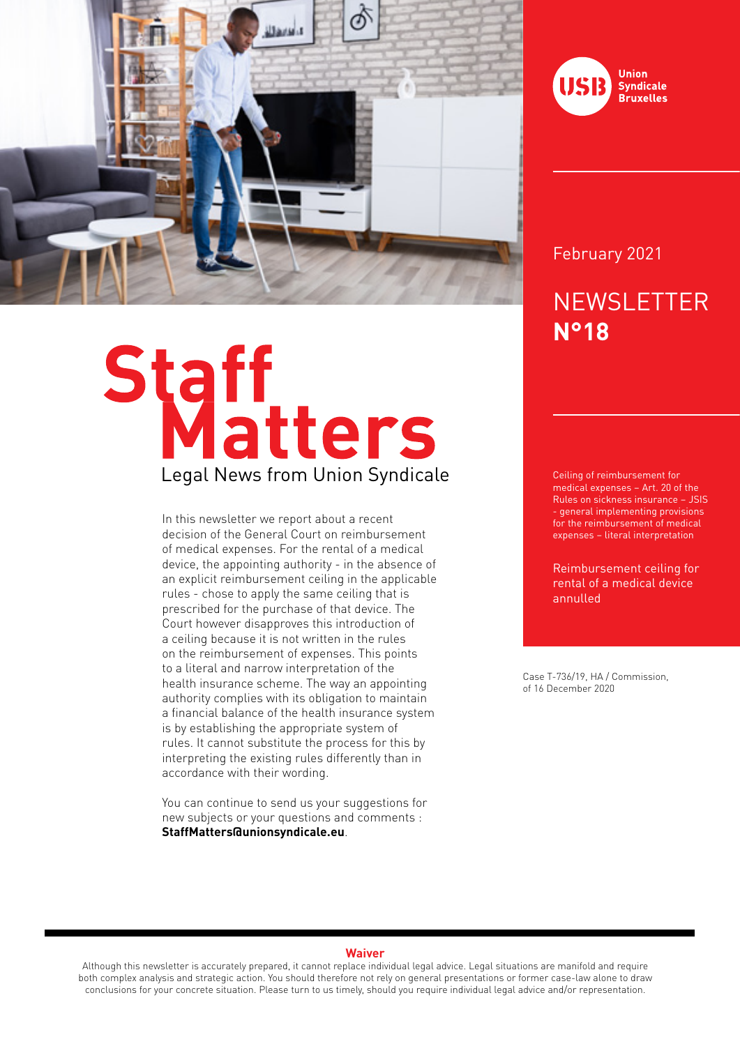Union Syndicale Bruxelles

February 2021

NEWSLETTER **N°18**

# Staff Matters

Legal News from Union Syndicale

Ceiling of reimbursement for medical expenses – Art. 20 of the Rules on sickness insurance – JSIS - general implementing provisions for the reimbursement of medical expenses – literal interpretation

Reimbursement ceiling for rental of a medical device annulled

Case T-736/19, HA / Commission, of 16 December 2020

In this newsletter we report about a recent decision of the General Court on reimbursement of medical expenses. For the rental of a medical device, the appointing authority - in the absence of an explicit reimbursement ceiling in the applicable rules - chose to apply the same ceiling that is prescribed for the purchase of that device. The Court however disapproves this introduction of a ceiling because it is not written in the rules on the reimbursement of expenses. This points to a literal and narrow interpretation of the health insurance scheme. The way an appointing authority complies with its obligation to maintain a financial balance of the health insurance system is by establishing the appropriate system of rules. It cannot substitute the process for this by interpreting the existing rules differently than in accordance with their wording.

You can continue to send us your suggestions for new subjects or your questions and comments : **StaffMatters@unionsyndicale.eu**.

**Waiver**

Although this newsletter is accurately prepared, it cannot replace individual legal advice. Legal situations are manifold and require both complex analysis and strategic action. You should therefore not rely on general presentations or former case-law alone to draw conclusions for your concrete situation. Please turn to us timely, should you require individual legal advice and/or representation.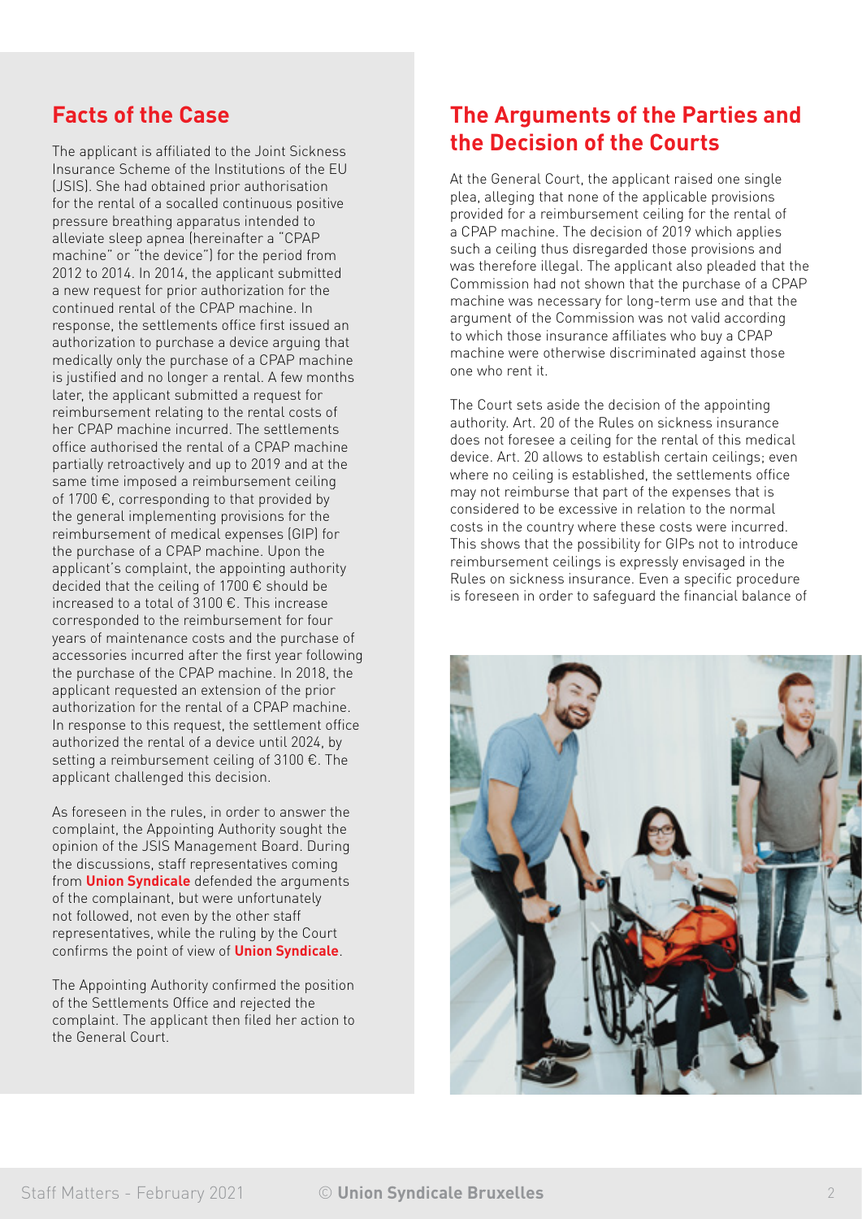## Facts of the Case

The applicant is affiliated to the Joint Sickness Insurance Scheme of the Institutions of the EU (JSIS). She had obtained prior authorisation for the rental of a socalled continuous positive pressure breathing apparatus intended to alleviate sleep apnea (hereinafter a "CPAP machine" or "the device") for the period from 2012 to 2014. In 2014, the applicant submitted a new request for prior authorization for the continued rental of the CPAP machine. In response, the settlements office first issued an authorization to purchase a device arguing that medically only the purchase of a CPAP machine is justified and no longer a rental. A few months later, the applicant submitted a request for reimbursement relating to the rental costs of her CPAP machine incurred. The settlements office authorised the rental of a CPAP machine partially retroactively and up to 2019 and at the same time imposed a reimbursement ceiling of 1700 €, corresponding to that provided by the general implementing provisions for the reimbursement of medical expenses (GIP) for the purchase of a CPAP machine. Upon the applicant's complaint, the appointing authority decided that the ceiling of 1700 € should be increased to a total of 3100 €. This increase corresponded to the reimbursement for four years of maintenance costs and the purchase of accessories incurred after the first year following the purchase of the CPAP machine. In 2018, the applicant requested an extension of the prior authorization for the rental of a CPAP machine. In response to this request, the settlement office authorized the rental of a device until 2024, by setting a reimbursement ceiling of 3100 €. The applicant challenged this decision.

As foreseen in the rules, in order to answer the complaint, the Appointing Authority sought the opinion of the JSIS Management Board. During the discussions, staff representatives coming from **Union Syndicale** defended the arguments of the complainant, but were unfortunately not followed, not even by the other staff representatives, while the ruling by the Court confirms the point of view of **Union Syndicale**.

The Appointing Authority confirmed the position of the Settlements Office and rejected the complaint. The applicant then filed her action to the General Court.

## The Arguments of the Parties and the Decision of the Courts

At the General Court, the applicant raised one single plea, alleging that none of the applicable provisions provided for a reimbursement ceiling for the rental of a CPAP machine. The decision of 2019 which applies such a ceiling thus disregarded those provisions and was therefore illegal. The applicant also pleaded that the Commission had not shown that the purchase of a CPAP machine was necessary for long-term use and that the argument of the Commission was not valid according to which those insurance affiliates who buy a CPAP machine were otherwise discriminated against those one who rent it.

The Court sets aside the decision of the appointing authority. Art. 20 of the Rules on sickness insurance does not foresee a ceiling for the rental of this medical device. Art. 20 allows to establish certain ceilings; even where no ceiling is established, the settlements office may not reimburse that part of the expenses that is considered to be excessive in relation to the normal costs in the country where these costs were incurred. This shows that the possibility for GIPs not to introduce reimbursement ceilings is expressly envisaged in the Rules on sickness insurance. Even a specific procedure is foreseen in order to safeguard the financial balance of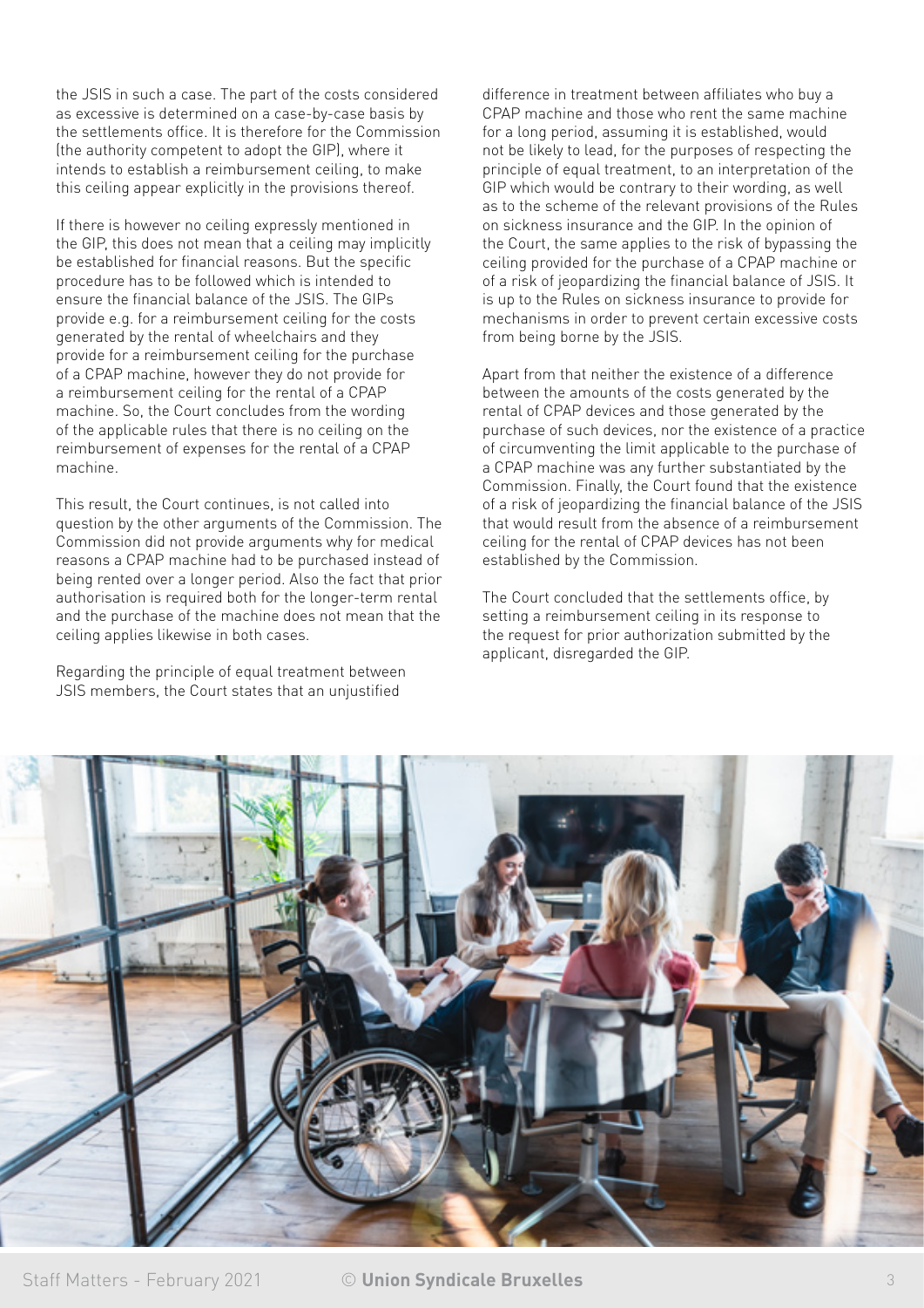the JSIS in such a case. The part of the costs considered as excessive is determined on a case-by-case basis by the settlements office. It is therefore for the Commission (the authority competent to adopt the GIP), where it intends to establish a reimbursement ceiling, to make this ceiling appear explicitly in the provisions thereof.

If there is however no ceiling expressly mentioned in the GIP, this does not mean that a ceiling may implicitly be established for financial reasons. But the specific procedure has to be followed which is intended to ensure the financial balance of the JSIS. The GIPs provide e.g. for a reimbursement ceiling for the costs generated by the rental of wheelchairs and they provide for a reimbursement ceiling for the purchase of a CPAP machine, however they do not provide for a reimbursement ceiling for the rental of a CPAP machine. So, the Court concludes from the wording of the applicable rules that there is no ceiling on the reimbursement of expenses for the rental of a CPAP machine.

This result, the Court continues, is not called into question by the other arguments of the Commission. The Commission did not provide arguments why for medical reasons a CPAP machine had to be purchased instead of being rented over a longer period. Also the fact that prior authorisation is required both for the longer-term rental and the purchase of the machine does not mean that the ceiling applies likewise in both cases.

Regarding the principle of equal treatment between JSIS members, the Court states that an unjustified difference in treatment between affiliates who buy a CPAP machine and those who rent the same machine for a long period, assuming it is established, would not be likely to lead, for the purposes of respecting the principle of equal treatment, to an interpretation of the GIP which would be contrary to their wording, as well as to the scheme of the relevant provisions of the Rules on sickness insurance and the GIP. In the opinion of the Court, the same applies to the risk of bypassing the ceiling provided for the purchase of a CPAP machine or of a risk of jeopardizing the financial balance of JSIS. It is up to the Rules on sickness insurance to provide for mechanisms in order to prevent certain excessive costs from being borne by the JSIS.

Apart from that neither the existence of a difference between the amounts of the costs generated by the rental of CPAP devices and those generated by the purchase of such devices, nor the existence of a practice of circumventing the limit applicable to the purchase of a CPAP machine was any further substantiated by the Commission. Finally, the Court found that the existence of a risk of jeopardizing the financial balance of the JSIS that would result from the absence of a reimbursement ceiling for the rental of CPAP devices has not been established by the Commission.

The Court concluded that the settlements office, by setting a reimbursement ceiling in its response to the request for prior authorization submitted by the applicant, disregarded the GIP.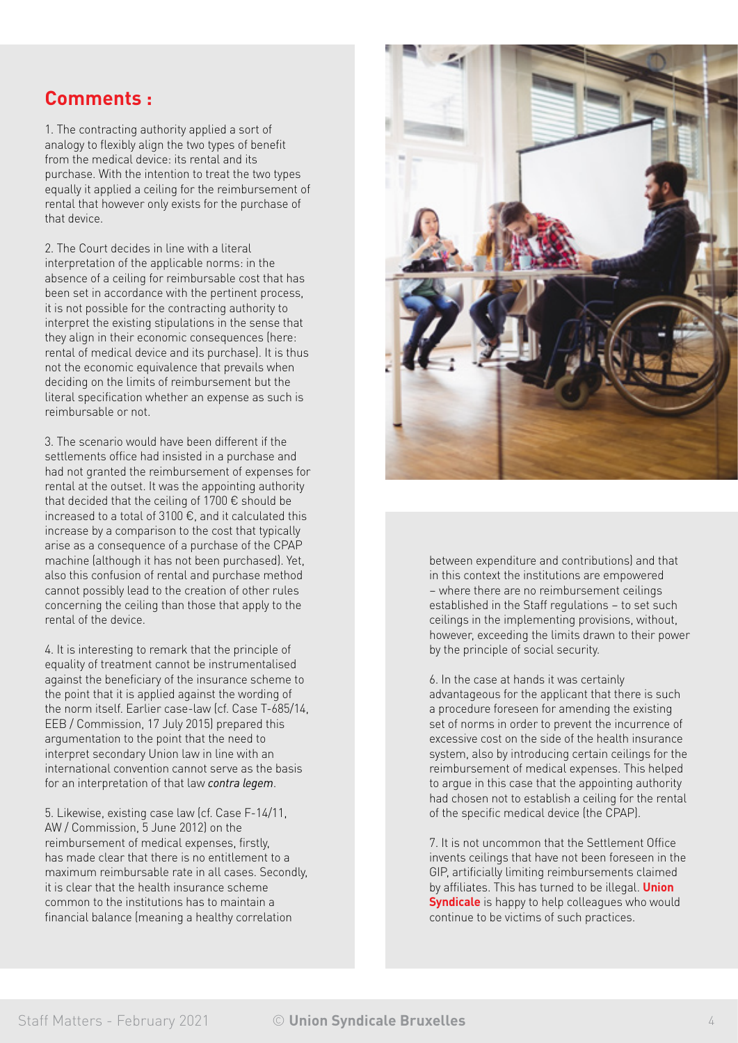## Comments :

1. The contracting authority applied a sort of analogy to flexibly align the two types of benefit from the medical device: its rental and its purchase. With the intention to treat the two types equally it applied a ceiling for the reimbursement of rental that however only exists for the purchase of that device.

2. The Court decides in line with a literal interpretation of the applicable norms: in the absence of a ceiling for reimbursable cost that has been set in accordance with the pertinent process, it is not possible for the contracting authority to interpret the existing stipulations in the sense that they align in their economic consequences (here: rental of medical device and its purchase). It is thus not the economic equivalence that prevails when deciding on the limits of reimbursement but the literal specification whether an expense as such is reimbursable or not.

3. The scenario would have been different if the settlements office had insisted in a purchase and had not granted the reimbursement of expenses for rental at the outset. It was the appointing authority that decided that the ceiling of 1700 € should be increased to a total of 3100 €, and it calculated this increase by a comparison to the cost that typically arise as a consequence of a purchase of the CPAP machine (although it has not been purchased). Yet, also this confusion of rental and purchase method cannot possibly lead to the creation of other rules concerning the ceiling than those that apply to the rental of the device.

4. It is interesting to remark that the principle of equality of treatment cannot be instrumentalised against the beneficiary of the insurance scheme to the point that it is applied against the wording of the norm itself. Earlier case-law (cf. Case T-685/14, EEB / Commission, 17 July 2015) prepared this argumentation to the point that the need to interpret secondary Union law in line with an international convention cannot serve as the basis for an interpretation of that law *contra legem*.

5. Likewise, existing case law (cf. Case F-14/11, AW / Commission, 5 June 2012) on the reimbursement of medical expenses, firstly, has made clear that there is no entitlement to a maximum reimbursable rate in all cases. Secondly, it is clear that the health insurance scheme common to the institutions has to maintain a financial balance (meaning a healthy correlation between expenditure and contributions) and that in this context the institutions are empowered – where there are no reimbursement ceilings established in the Staff regulations – to set such ceilings in the implementing provisions, without, however, exceeding the limits drawn to their power by the principle of social security.

6. In the case at hands it was certainly advantageous for the applicant that there is such a procedure foreseen for amending the existing set of norms in order to prevent the incurrence of excessive cost on the side of the health insurance system, also by introducing certain ceilings for the reimbursement of medical expenses. This helped to argue in this case that the appointing authority had chosen not to establish a ceiling for the rental of the specific medical device (the CPAP).

7. It is not uncommon that the Settlement Office invents ceilings that have not been foreseen in the GIP, artificially limiting reimbursements claimed by affiliates. This has turned to be illegal. **Union Syndicale** is happy to help colleagues who would continue to be victims of such practices.